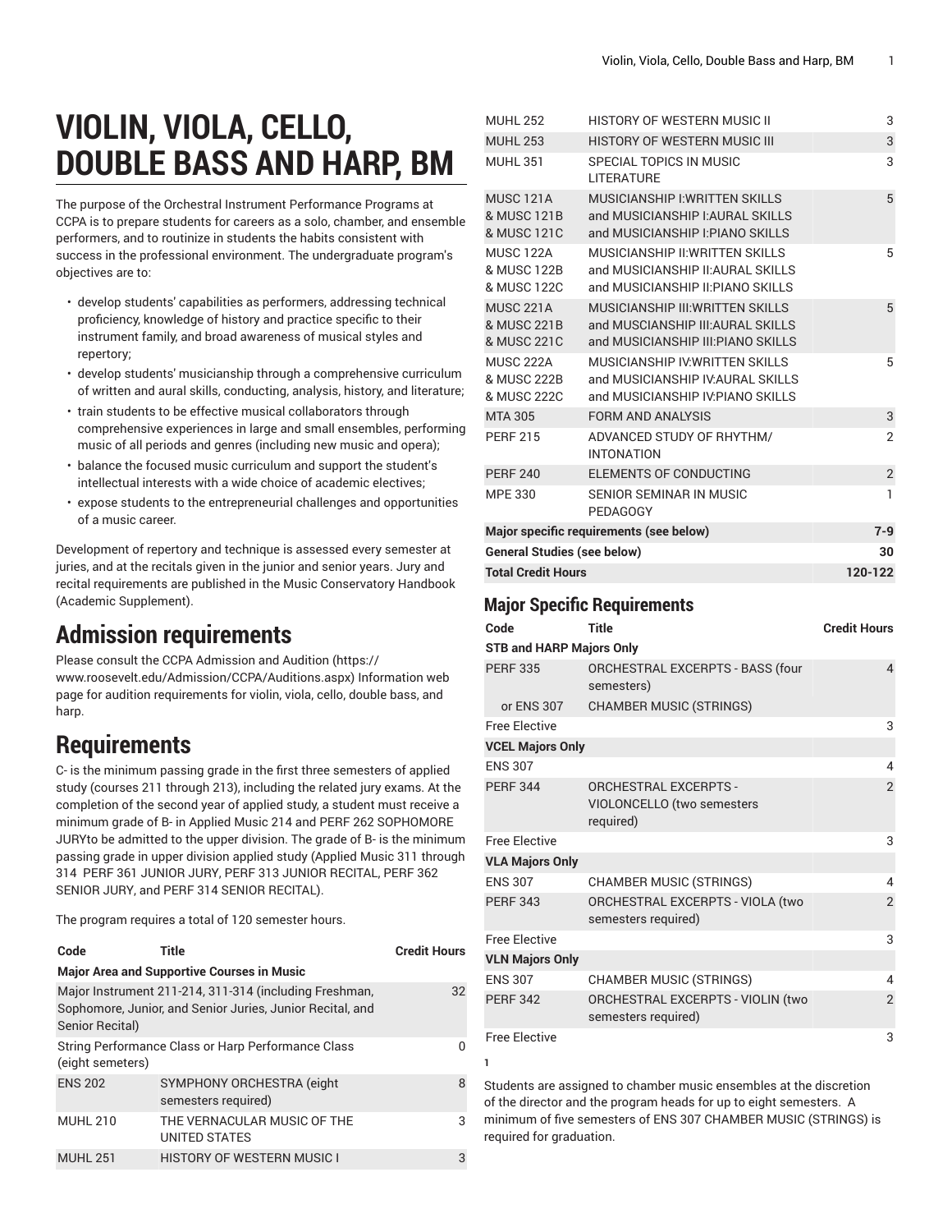# VIOLIN, VIOLA, CELLO, DOUBLE BASS AND HARP, BM

The purpose of the Orchestral Instrument Performance Programs at CCPA is to prepare students for careers as a solo, chamber, and ensemble performers, and to routinize in students the habits consistent with success in the professional environment. The undergraduate program's objectives are to:

- develop students' capabilities as performers, addressing technical proficiency, knowledge of history and practice specific to their instrument family, and broad awareness of musical styles and repertory;
- develop students' musicianship through a comprehensive curriculum of written and aural skills, conducting, analysis, history, and literature;
- train students to be effective musical collaborators through comprehensive experiences in large and small ensembles, performing music of all periods and genres (including new music and opera);
- balance the focused music curriculum and support the student's intellectual interests with a wide choice of academic electives;
- expose students to the entrepreneurial challenges and opportunities of a music career.

Development of repertory and technique is assessed every semester at juries, and at the recitals given in the junior and senior years. Jury and recital requirements are published in the Music Conservatory Handbook (Academic Supplement).

## Admission requirements

Please consult the CCPA Admission and Audition (https://www.roosevelt.edu/Admission/CCPA/Auditions.aspx) Information web page for audition requirements for violin, viola, cello, double bass, and harp.

## Requirements

C- is the minimum passing grade in the first three semesters of applied study (courses 211 through 213), including the related jury exams. At the completion of the second year of applied study, a student must receive a minimum grade of B- in Applied Music 214 and PERF 262 SOPHOMORE JURYto be admitted to the upper division. The grade of B- is the minimum passing grade in upper division applied study (Applied Music 311 through 314 PERF 361 JUNIOR JURY, PERF 313 JUNIOR RECITAL, PERF 362 SENIOR JURY, and PERF 314 SENIOR RECITAL).

The program requires a total of 120 semester hours.

| Code | Title | Credit Hours |
|---|---|---|
| **Major Area and Supportive Courses in Music** | | |
| Major Instrument 211-214, 311-314 (including Freshman, Sophomore, Junior, and Senior Juries, Junior Recital, and Senior Recital) | | 32 |
| String Performance Class or Harp Performance Class (eight semeters) | | 0 |
| ENS 202 | SYMPHONY ORCHESTRA (eight semesters required) | 8 |
| MUHL 210 | THE VERNACULAR MUSIC OF THE UNITED STATES | 3 |
| MUHL 251 | HISTORY OF WESTERN MUSIC I | 3 |
| MUHL 252 | HISTORY OF WESTERN MUSIC II | 3 |
| MUHL 253 | HISTORY OF WESTERN MUSIC III | 3 |
| MUHL 351 | SPECIAL TOPICS IN MUSIC LITERATURE | 3 |
| MUSC 121A & MUSC 121B & MUSC 121C | MUSICIANSHIP I:WRITTEN SKILLS and MUSICIANSHIP I:AURAL SKILLS and MUSICIANSHIP I:PIANO SKILLS | 5 |
| MUSC 122A & MUSC 122B & MUSC 122C | MUSICIANSHIP II:WRITTEN SKILLS and MUSICIANSHIP II:AURAL SKILLS and MUSICIANSHIP II:PIANO SKILLS | 5 |
| MUSC 221A & MUSC 221B & MUSC 221C | MUSICIANSHIP III:WRITTEN SKILLS and MUSCIANSHIP III:AURAL SKILLS and MUSICIANSHIP III:PIANO SKILLS | 5 |
| MUSC 222A & MUSC 222B & MUSC 222C | MUSICIANSHIP IV:WRITTEN SKILLS and MUSICIANSHIP IV:AURAL SKILLS and MUSICIANSHIP IV:PIANO SKILLS | 5 |
| MTA 305 | FORM AND ANALYSIS | 3 |
| PERF 215 | ADVANCED STUDY OF RHYTHM/INTONATION | 2 |
| PERF 240 | ELEMENTS OF CONDUCTING | 2 |
| MPE 330 | SENIOR SEMINAR IN MUSIC PEDAGOGY | 1 |
| **Major specific requirements (see below)** | | **7-9** |
| **General Studies (see below)** | | **30** |
| **Total Credit Hours** | | **120-122** |

### Major Specific Requirements

| Code | Title | Credit Hours |
|---|---|---|
| **STB and HARP Majors Only** | | |
| PERF 335 | ORCHESTRAL EXCERPTS - BASS (four semesters) | 4 |
| or ENS 307 | CHAMBER MUSIC (STRINGS) | |
| Free Elective | | 3 |
| **VCEL Majors Only** | | |
| ENS 307 | | 4 |
| PERF 344 | ORCHESTRAL EXCERPTS - VIOLONCELLO (two semesters required) | 2 |
| Free Elective | | 3 |
| **VLA Majors Only** | | |
| ENS 307 | CHAMBER MUSIC (STRINGS) | 4 |
| PERF 343 | ORCHESTRAL EXCERPTS - VIOLA (two semesters required) | 2 |
| Free Elective | | 3 |
| **VLN Majors Only** | | |
| ENS 307 | CHAMBER MUSIC (STRINGS) | 4 |
| PERF 342 | ORCHESTRAL EXCERPTS - VIOLIN (two semesters required) | 2 |
| Free Elective | | 3 |

1

Students are assigned to chamber music ensembles at the discretion of the director and the program heads for up to eight semesters. A minimum of five semesters of ENS 307 CHAMBER MUSIC (STRINGS) is required for graduation.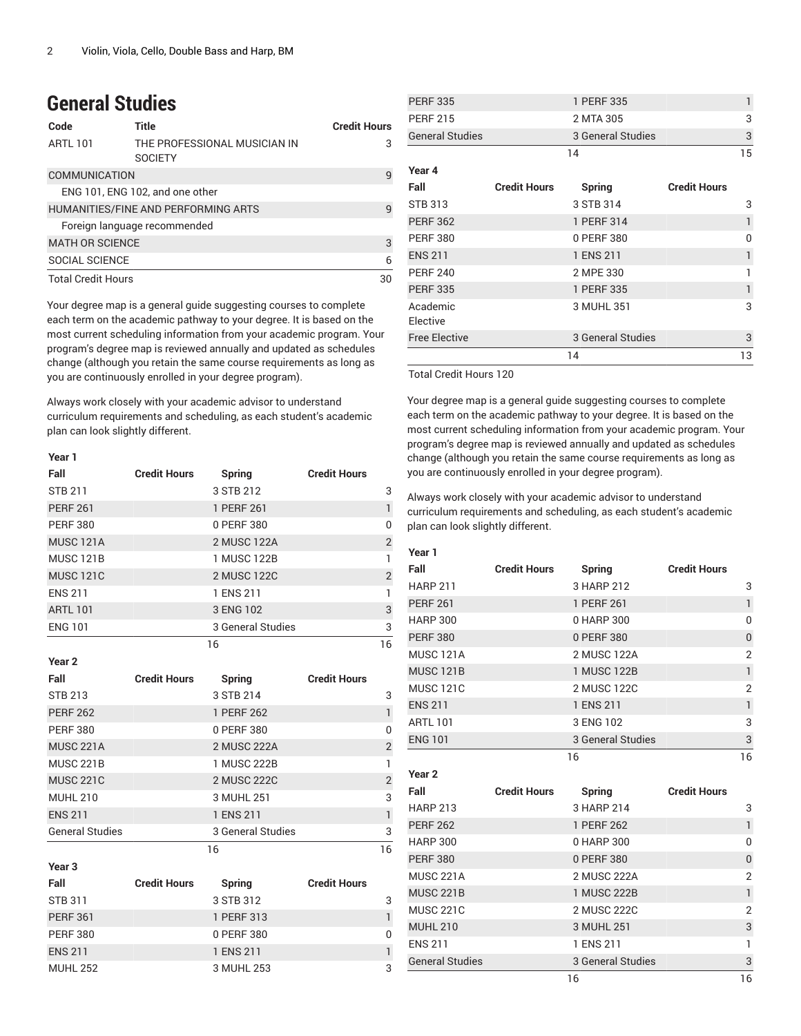## General Studies

| Code | Title | Credit Hours |
|---|---|---|
| ARTL 101 | THE PROFESSIONAL MUSICIAN IN SOCIETY | 3 |
| COMMUNICATION | | 9 |
| ENG 101, ENG 102, and one other | | |
| HUMANITIES/FINE AND PERFORMING ARTS | | 9 |
| Foreign language recommended | | |
| MATH OR SCIENCE | | 3 |
| SOCIAL SCIENCE | | 6 |
| Total Credit Hours | | 30 |

Your degree map is a general guide suggesting courses to complete each term on the academic pathway to your degree. It is based on the most current scheduling information from your academic program. Your program's degree map is reviewed annually and updated as schedules change (although you retain the same course requirements as long as you are continuously enrolled in your degree program).

Always work closely with your academic advisor to understand curriculum requirements and scheduling, as each student's academic plan can look slightly different.

| Year 1 | | | |
|---|---|---|---|
| Fall | Credit Hours | Spring | Credit Hours |
| STB 211 | 3 | STB 212 | 3 |
| PERF 261 | 1 | PERF 261 | 1 |
| PERF 380 | 0 | PERF 380 | 0 |
| MUSC 121A | 2 | MUSC 122A | 2 |
| MUSC 121B | 1 | MUSC 122B | 1 |
| MUSC 121C | 2 | MUSC 122C | 2 |
| ENS 211 | 1 | ENS 211 | 1 |
| ARTL 101 | 3 | ENG 102 | 3 |
| ENG 101 | 3 | General Studies | 3 |
| | 16 | | 16 |
| **Year 2** | | | |
| Fall | Credit Hours | Spring | Credit Hours |
| STB 213 | 3 | STB 214 | 3 |
| PERF 262 | 1 | PERF 262 | 1 |
| PERF 380 | 0 | PERF 380 | 0 |
| MUSC 221A | 2 | MUSC 222A | 2 |
| MUSC 221B | 1 | MUSC 222B | 1 |
| MUSC 221C | 2 | MUSC 222C | 2 |
| MUHL 210 | 3 | MUHL 251 | 3 |
| ENS 211 | 1 | ENS 211 | 1 |
| General Studies | 3 | General Studies | 3 |
| | 16 | | 16 |
| **Year 3** | | | |
| Fall | Credit Hours | Spring | Credit Hours |
| STB 311 | 3 | STB 312 | 3 |
| PERF 361 | 1 | PERF 313 | 1 |
| PERF 380 | 0 | PERF 380 | 0 |
| ENS 211 | 1 | ENS 211 | 1 |
| MUHL 252 | 3 | MUHL 253 | 3 |
| PERF 335 | 1 | PERF 335 | 1 |
| PERF 215 | 2 | MTA 305 | 3 |
| General Studies | 3 | General Studies | 3 |
| | 14 | | 15 |
| **Year 4** | | | |
| Fall | Credit Hours | Spring | Credit Hours |
| STB 313 | 3 | STB 314 | 3 |
| PERF 362 | 1 | PERF 314 | 1 |
| PERF 380 | 0 | PERF 380 | 0 |
| ENS 211 | 1 | ENS 211 | 1 |
| PERF 240 | 2 | MPE 330 | 1 |
| PERF 335 | 1 | PERF 335 | 1 |
| Academic Elective | 3 | MUHL 351 | 3 |
| Free Elective | 3 | General Studies | 3 |
| | 14 | | 13 |

Total Credit Hours 120

Your degree map is a general guide suggesting courses to complete each term on the academic pathway to your degree. It is based on the most current scheduling information from your academic program. Your program's degree map is reviewed annually and updated as schedules change (although you retain the same course requirements as long as you are continuously enrolled in your degree program).

Always work closely with your academic advisor to understand curriculum requirements and scheduling, as each student's academic plan can look slightly different.

| Year 1 | | | |
|---|---|---|---|
| Fall | Credit Hours | Spring | Credit Hours |
| HARP 211 | 3 | HARP 212 | 3 |
| PERF 261 | 1 | PERF 261 | 1 |
| HARP 300 | 0 | HARP 300 | 0 |
| PERF 380 | 0 | PERF 380 | 0 |
| MUSC 121A | 2 | MUSC 122A | 2 |
| MUSC 121B | 1 | MUSC 122B | 1 |
| MUSC 121C | 2 | MUSC 122C | 2 |
| ENS 211 | 1 | ENS 211 | 1 |
| ARTL 101 | 3 | ENG 102 | 3 |
| ENG 101 | 3 | General Studies | 3 |
| | 16 | | 16 |
| **Year 2** | | | |
| Fall | Credit Hours | Spring | Credit Hours |
| HARP 213 | 3 | HARP 214 | 3 |
| PERF 262 | 1 | PERF 262 | 1 |
| HARP 300 | 0 | HARP 300 | 0 |
| PERF 380 | 0 | PERF 380 | 0 |
| MUSC 221A | 2 | MUSC 222A | 2 |
| MUSC 221B | 1 | MUSC 222B | 1 |
| MUSC 221C | 2 | MUSC 222C | 2 |
| MUHL 210 | 3 | MUHL 251 | 3 |
| ENS 211 | 1 | ENS 211 | 1 |
| General Studies | 3 | General Studies | 3 |
| | 16 | | 16 |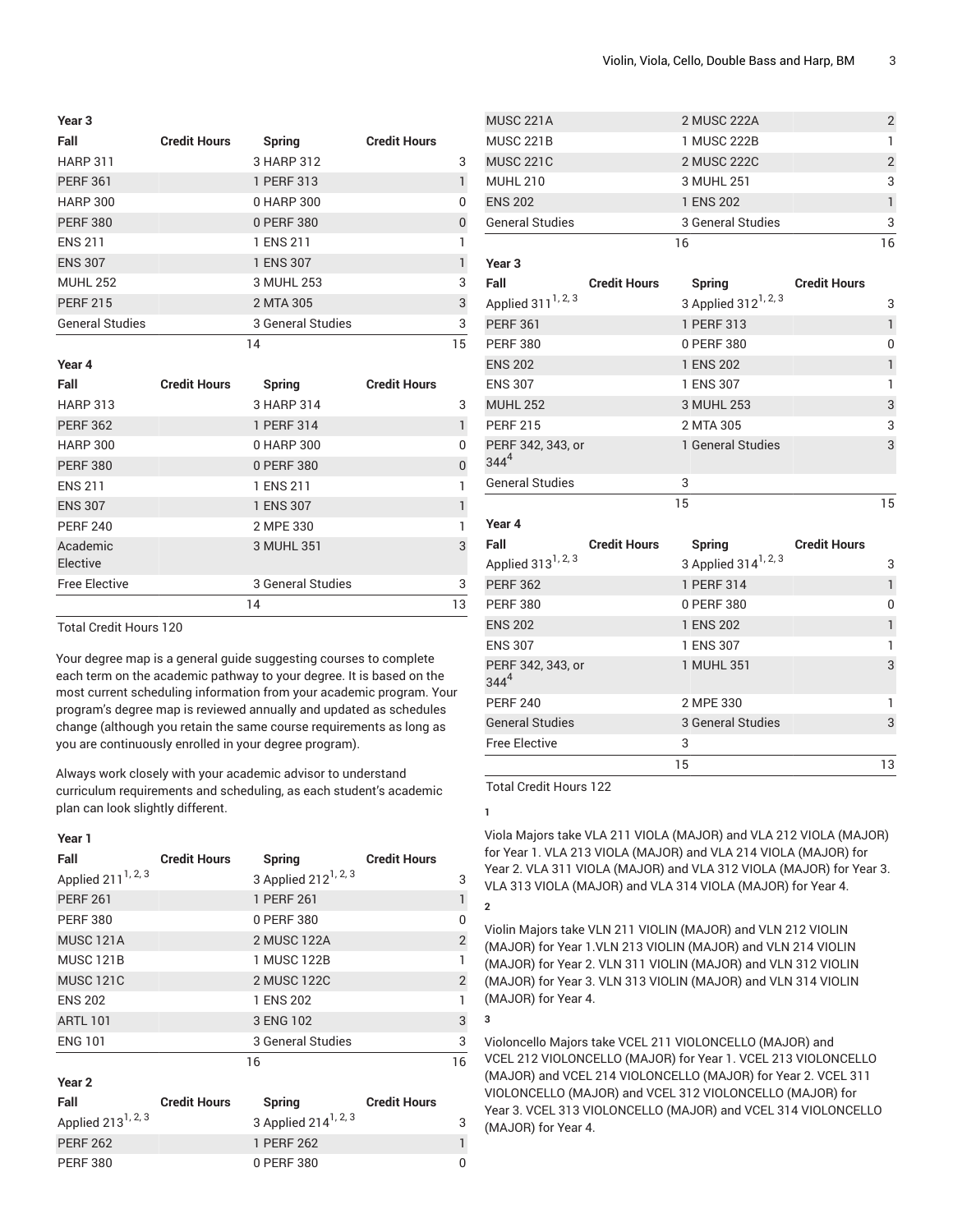### Year 3

| Fall | Credit Hours | Spring | Credit Hours |
|---|---|---|---|
| HARP 311 | 3 | HARP 312 | 3 |
| PERF 361 | 1 | PERF 313 | 1 |
| HARP 300 | 0 | HARP 300 | 0 |
| PERF 380 | 0 | PERF 380 | 0 |
| ENS 211 | 1 | ENS 211 | 1 |
| ENS 307 | 1 | ENS 307 | 1 |
| MUHL 252 | 3 | MUHL 253 | 3 |
| PERF 215 | 2 | MTA 305 | 3 |
| General Studies | 3 | General Studies | 3 |
| | 14 | | 15 |

### Year 4

| Fall | Credit Hours | Spring | Credit Hours |
|---|---|---|---|
| HARP 313 | 3 | HARP 314 | 3 |
| PERF 362 | 1 | PERF 314 | 1 |
| HARP 300 | 0 | HARP 300 | 0 |
| PERF 380 | 0 | PERF 380 | 0 |
| ENS 211 | 1 | ENS 211 | 1 |
| ENS 307 | 1 | ENS 307 | 1 |
| PERF 240 | 2 | MPE 330 | 1 |
| Academic Elective | 3 | MUHL 351 | 3 |
| Free Elective | 3 | General Studies | 3 |
| | 14 | | 13 |

Total Credit Hours 120

Your degree map is a general guide suggesting courses to complete each term on the academic pathway to your degree. It is based on the most current scheduling information from your academic program. Your program's degree map is reviewed annually and updated as schedules change (although you retain the same course requirements as long as you are continuously enrolled in your degree program).

Always work closely with your academic advisor to understand curriculum requirements and scheduling, as each student's academic plan can look slightly different.

### Year 1

| Fall | Credit Hours | Spring | Credit Hours |
|---|---|---|---|
| Applied 211[1, 2, 3] | 3 | Applied 212[1, 2, 3] | 3 |
| PERF 261 | 1 | PERF 261 | 1 |
| PERF 380 | 0 | PERF 380 | 0 |
| MUSC 121A | 2 | MUSC 122A | 2 |
| MUSC 121B | 1 | MUSC 122B | 1 |
| MUSC 121C | 2 | MUSC 122C | 2 |
| ENS 202 | 1 | ENS 202 | 1 |
| ARTL 101 | 3 | ENG 102 | 3 |
| ENG 101 | 3 | General Studies | 3 |
| | 16 | | 16 |

### Year 2

| Fall | Credit Hours | Spring | Credit Hours |
|---|---|---|---|
| Applied 213[1, 2, 3] | 3 | Applied 214[1, 2, 3] | 3 |
| PERF 262 | 1 | PERF 262 | 1 |
| PERF 380 | 0 | PERF 380 | 0 |
| MUSC 221A | 2 | MUSC 222A | 2 |
| MUSC 221B | 1 | MUSC 222B | 1 |
| MUSC 221C | 2 | MUSC 222C | 2 |
| MUHL 210 | 3 | MUHL 251 | 3 |
| ENS 202 | 1 | ENS 202 | 1 |
| General Studies | 3 | General Studies | 3 |
| | 16 | | 16 |

### Year 3

| Fall | Credit Hours | Spring | Credit Hours |
|---|---|---|---|
| Applied 311[1, 2, 3] | 3 | Applied 312[1, 2, 3] | 3 |
| PERF 361 | 1 | PERF 313 | 1 |
| PERF 380 | 0 | PERF 380 | 0 |
| ENS 202 | 1 | ENS 202 | 1 |
| ENS 307 | 1 | ENS 307 | 1 |
| MUHL 252 | 3 | MUHL 253 | 3 |
| PERF 215 | 2 | MTA 305 | 3 |
| PERF 342, 343, or 344[4] | 1 | General Studies | 3 |
| General Studies | 3 | | |
| | 15 | | 15 |

### Year 4

| Fall | Credit Hours | Spring | Credit Hours |
|---|---|---|---|
| Applied 313[1, 2, 3] | 3 | Applied 314[1, 2, 3] | 3 |
| PERF 362 | 1 | PERF 314 | 1 |
| PERF 380 | 0 | PERF 380 | 0 |
| ENS 202 | 1 | ENS 202 | 1 |
| ENS 307 | 1 | ENS 307 | 1 |
| PERF 342, 343, or 344[4] | 1 | MUHL 351 | 3 |
| PERF 240 | 2 | MPE 330 | 1 |
| General Studies | 3 | General Studies | 3 |
| Free Elective | 3 | | |
| | 15 | | 13 |

Total Credit Hours 122

1

Viola Majors take VLA 211 VIOLA (MAJOR) and VLA 212 VIOLA (MAJOR) for Year 1. VLA 213 VIOLA (MAJOR) and VLA 214 VIOLA (MAJOR) for Year 2. VLA 311 VIOLA (MAJOR) and VLA 312 VIOLA (MAJOR) for Year 3. VLA 313 VIOLA (MAJOR) and VLA 314 VIOLA (MAJOR) for Year 4.

2

Violin Majors take VLN 211 VIOLIN (MAJOR) and VLN 212 VIOLIN (MAJOR) for Year 1.VLN 213 VIOLIN (MAJOR) and VLN 214 VIOLIN (MAJOR) for Year 2. VLN 311 VIOLIN (MAJOR) and VLN 312 VIOLIN (MAJOR) for Year 3. VLN 313 VIOLIN (MAJOR) and VLN 314 VIOLIN (MAJOR) for Year 4.

3

Violoncello Majors take VCEL 211 VIOLONCELLO (MAJOR) and VCEL 212 VIOLONCELLO (MAJOR) for Year 1. VCEL 213 VIOLONCELLO (MAJOR) and VCEL 214 VIOLONCELLO (MAJOR) for Year 2. VCEL 311 VIOLONCELLO (MAJOR) and VCEL 312 VIOLONCELLO (MAJOR) for Year 3. VCEL 313 VIOLONCELLO (MAJOR) and VCEL 314 VIOLONCELLO (MAJOR) for Year 4.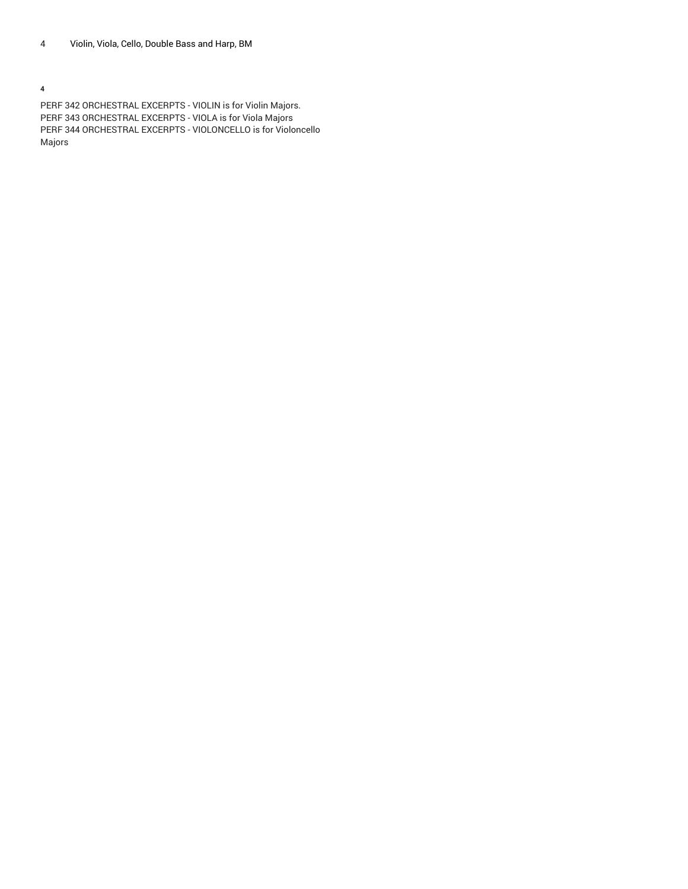**4**

PERF 342 ORCHESTRAL EXCERPTS - VIOLIN is for Violin Majors.
PERF 343 ORCHESTRAL EXCERPTS - VIOLA is for Viola Majors
PERF 344 ORCHESTRAL EXCERPTS - VIOLONCELLO is for Violoncello Majors